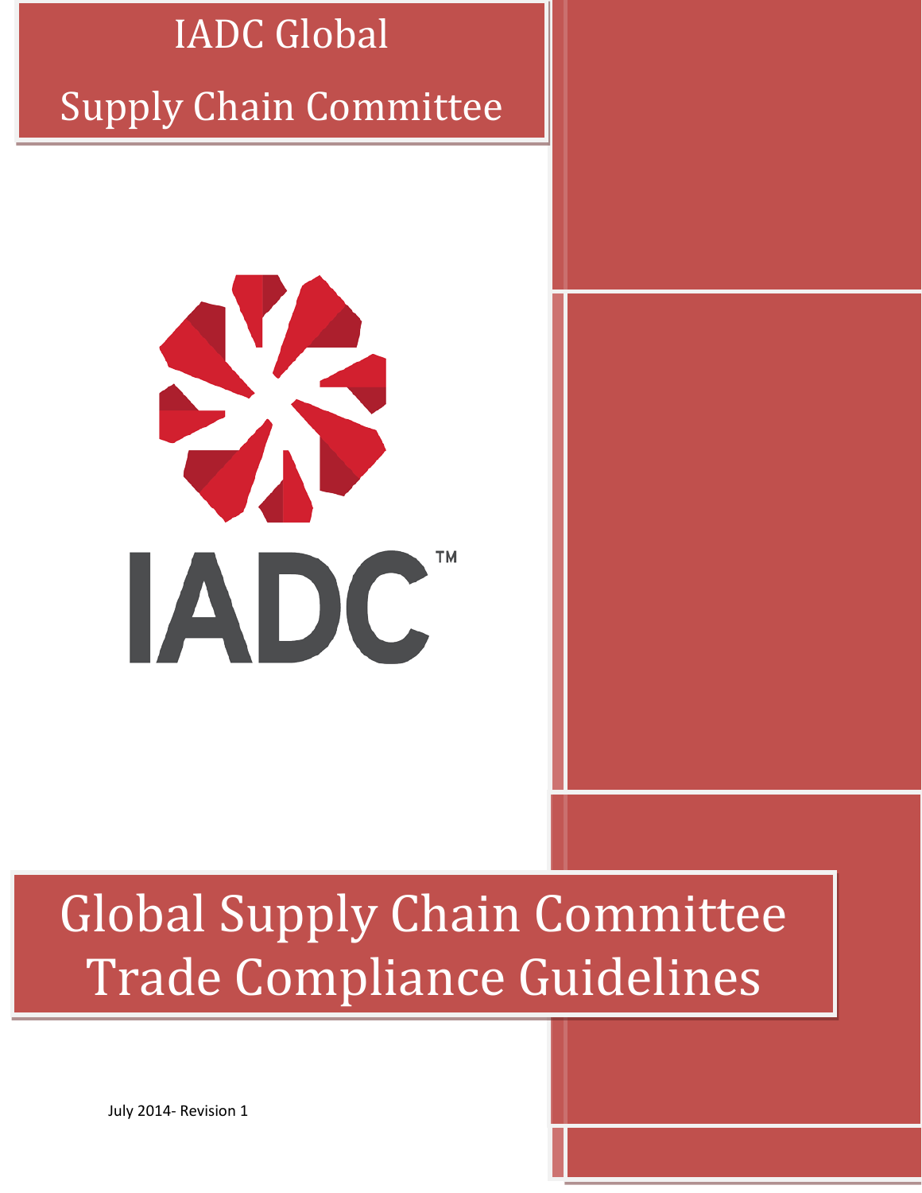# IADC Global Supply Chain Committee

IADC™

# Global Supply Chain Committee Trade Compliance Guidelines

July 2014- Revision 1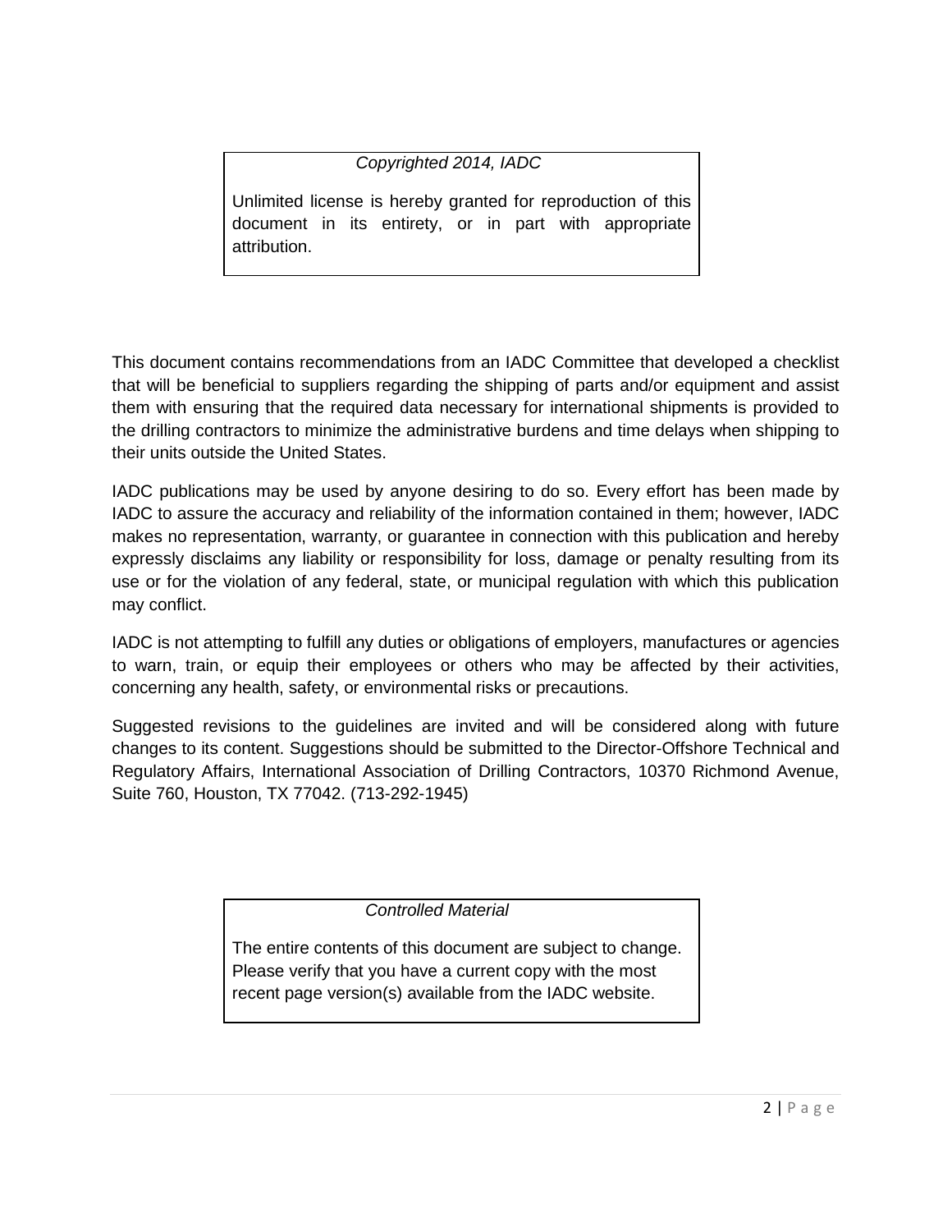*Copyrighted 2014, IADC*

Unlimited license is hereby granted for reproduction of this document in its entirety, or in part with appropriate attribution.

This document contains recommendations from an IADC Committee that developed a checklist that will be beneficial to suppliers regarding the shipping of parts and/or equipment and assist them with ensuring that the required data necessary for international shipments is provided to the drilling contractors to minimize the administrative burdens and time delays when shipping to their units outside the United States.

IADC publications may be used by anyone desiring to do so. Every effort has been made by IADC to assure the accuracy and reliability of the information contained in them; however, IADC makes no representation, warranty, or guarantee in connection with this publication and hereby expressly disclaims any liability or responsibility for loss, damage or penalty resulting from its use or for the violation of any federal, state, or municipal regulation with which this publication may conflict.

IADC is not attempting to fulfill any duties or obligations of employers, manufactures or agencies to warn, train, or equip their employees or others who may be affected by their activities, concerning any health, safety, or environmental risks or precautions.

Suggested revisions to the guidelines are invited and will be considered along with future changes to its content. Suggestions should be submitted to the Director-Offshore Technical and Regulatory Affairs, International Association of Drilling Contractors, 10370 Richmond Avenue, Suite 760, Houston, TX 77042. (713-292-1945)

*Controlled Material*

The entire contents of this document are subject to change. Please verify that you have a current copy with the most recent page version(s) available from the IADC website.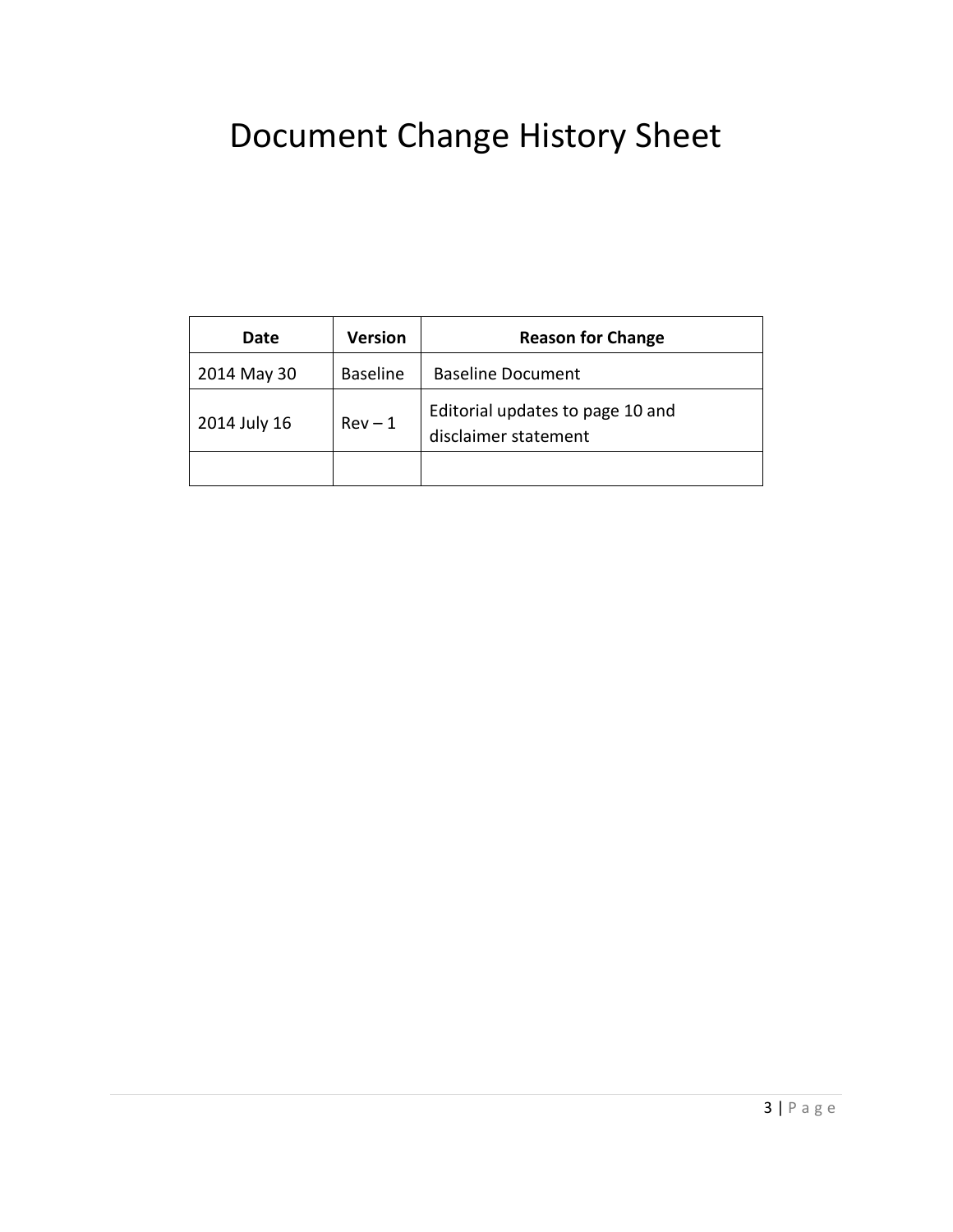# Document Change History Sheet

| Date | Version | Reason for Change |
| --- | --- | --- |
| 2014 May 30 | Baseline | Baseline Document |
| 2014 July 16 | Rev – 1 | Editorial updates to page 10 and disclaimer statement |
| | | |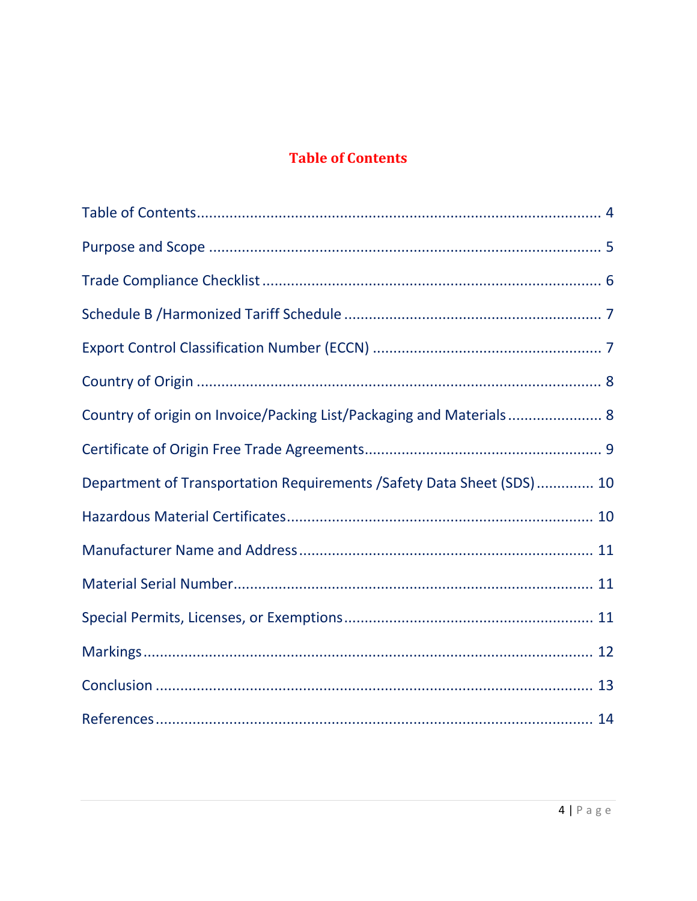# Table of Contents

Table of Contents........................................................................................... 4

Purpose and Scope .......................................................................................... 5

Trade Compliance Checklist .............................................................................. 6

Schedule B /Harmonized Tariff Schedule .......................................................... 7

Export Control Classification Number (ECCN) .................................................... 7

Country of Origin ............................................................................................. 8

Country of origin on Invoice/Packing List/Packaging and Materials....................... 8

Certificate of Origin Free Trade Agreements........................................................ 9

Department of Transportation Requirements /Safety Data Sheet (SDS) ............. 10

Hazardous Material Certificates....................................................................... 10

Manufacturer Name and Address .................................................................... 11

Material Serial Number................................................................................... 11

Special Permits, Licenses, or Exemptions.......................................................... 11

Markings ....................................................................................................... 12

Conclusion .................................................................................................... 13

References .................................................................................................... 14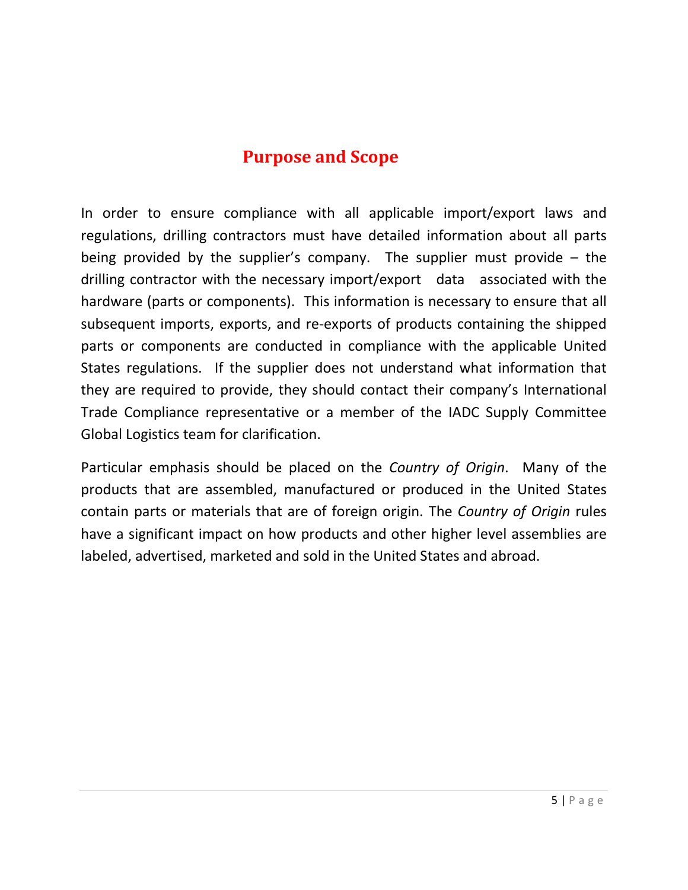# Purpose and Scope

In order to ensure compliance with all applicable import/export laws and regulations, drilling contractors must have detailed information about all parts being provided by the supplier's company. The supplier must provide – the drilling contractor with the necessary import/export data associated with the hardware (parts or components). This information is necessary to ensure that all subsequent imports, exports, and re-exports of products containing the shipped parts or components are conducted in compliance with the applicable United States regulations. If the supplier does not understand what information that they are required to provide, they should contact their company's International Trade Compliance representative or a member of the IADC Supply Committee Global Logistics team for clarification.

Particular emphasis should be placed on the *Country of Origin*. Many of the products that are assembled, manufactured or produced in the United States contain parts or materials that are of foreign origin. The *Country of Origin* rules have a significant impact on how products and other higher level assemblies are labeled, advertised, marketed and sold in the United States and abroad.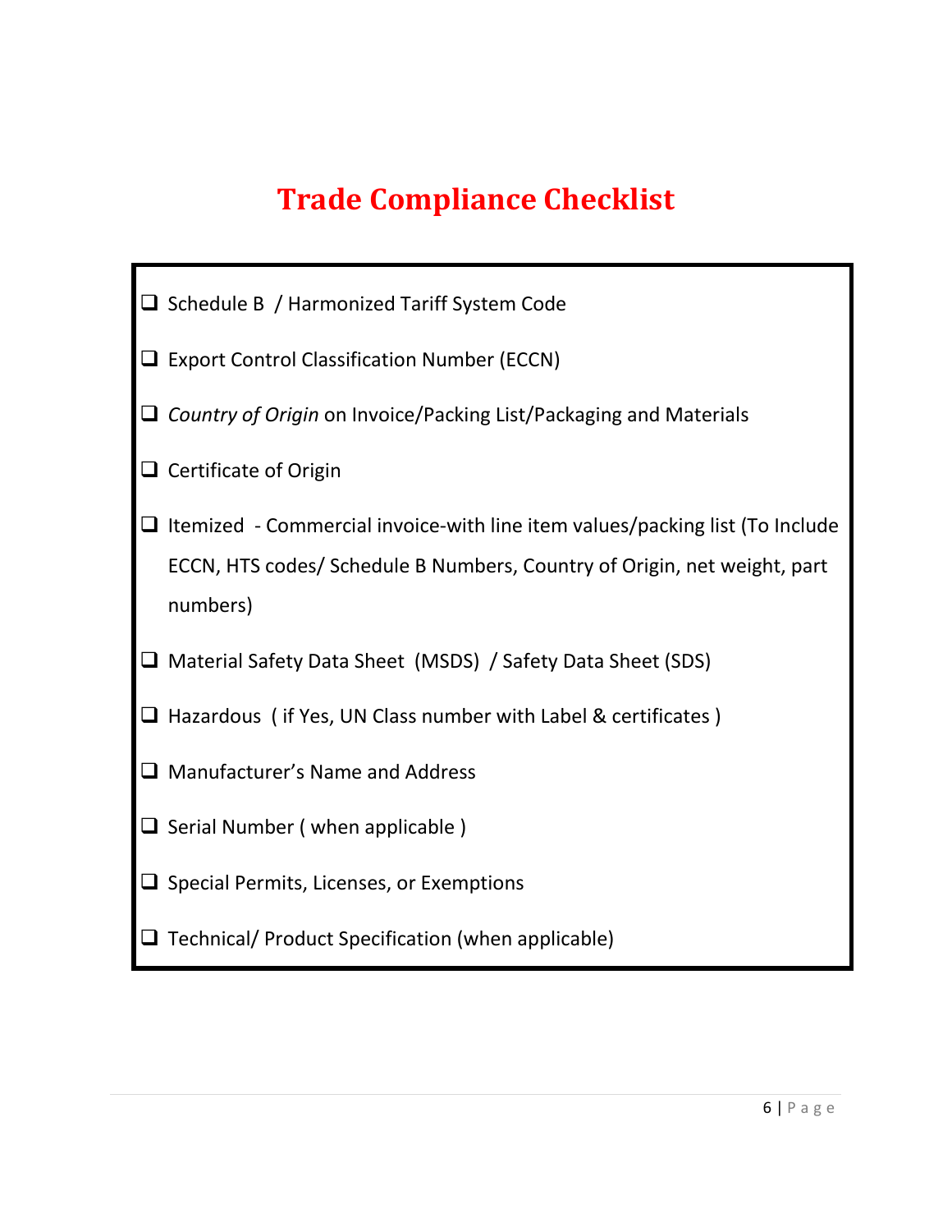# Trade Compliance Checklist

- [ ] Schedule B / Harmonized Tariff System Code
- [ ] Export Control Classification Number (ECCN)
- [ ] *Country of Origin* on Invoice/Packing List/Packaging and Materials
- [ ] Certificate of Origin
- [ ] Itemized - Commercial invoice-with line item values/packing list (To Include ECCN, HTS codes/ Schedule B Numbers, Country of Origin, net weight, part numbers)
- [ ] Material Safety Data Sheet (MSDS) / Safety Data Sheet (SDS)
- [ ] Hazardous ( if Yes, UN Class number with Label & certificates )
- [ ] Manufacturer's Name and Address
- [ ] Serial Number ( when applicable )
- [ ] Special Permits, Licenses, or Exemptions
- [ ] Technical/ Product Specification (when applicable)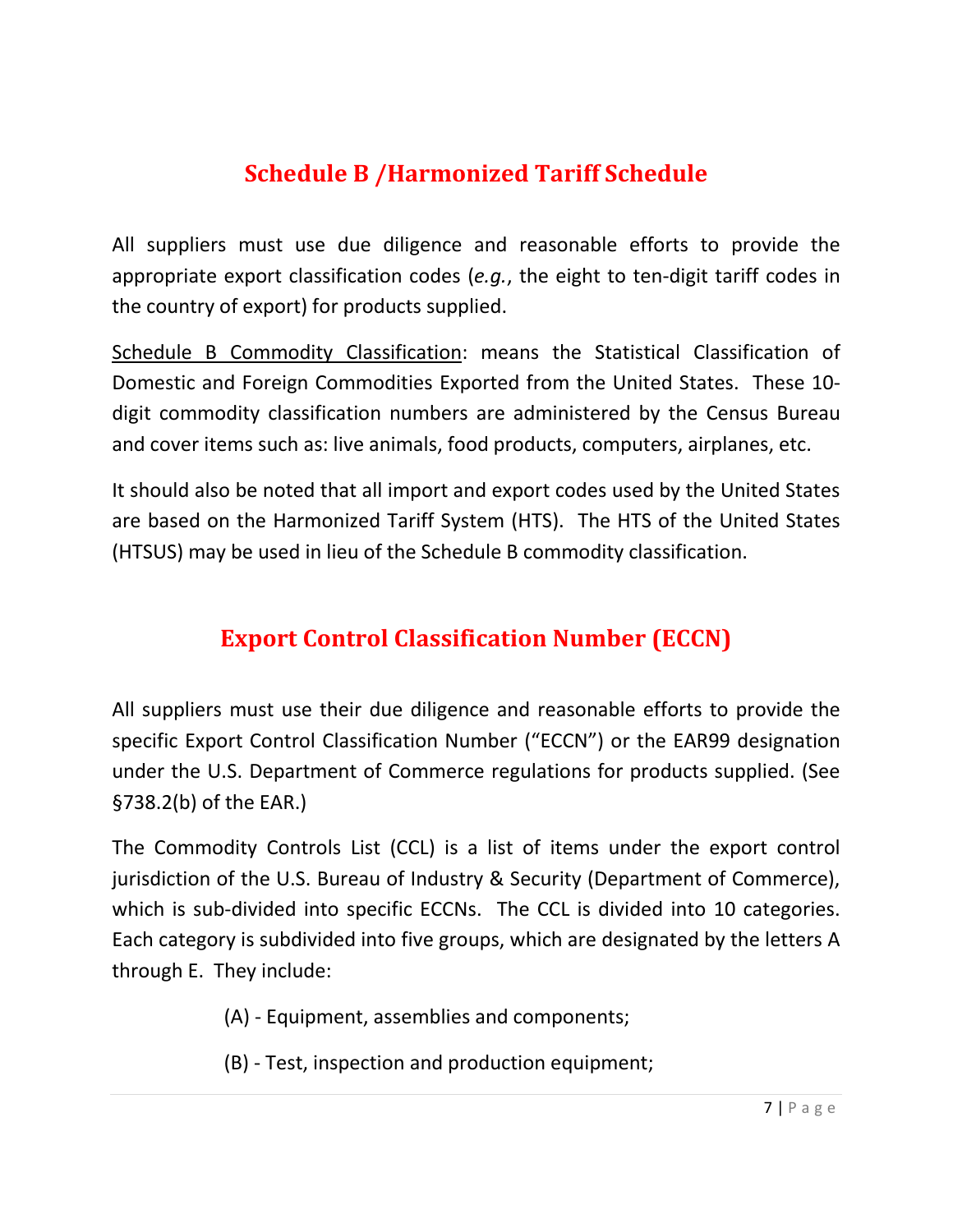## Schedule B /Harmonized Tariff Schedule

All suppliers must use due diligence and reasonable efforts to provide the appropriate export classification codes (*e.g.*, the eight to ten-digit tariff codes in the country of export) for products supplied.

Schedule B Commodity Classification: means the Statistical Classification of Domestic and Foreign Commodities Exported from the United States. These 10-digit commodity classification numbers are administered by the Census Bureau and cover items such as: live animals, food products, computers, airplanes, etc.

It should also be noted that all import and export codes used by the United States are based on the Harmonized Tariff System (HTS). The HTS of the United States (HTSUS) may be used in lieu of the Schedule B commodity classification.

## Export Control Classification Number (ECCN)

All suppliers must use their due diligence and reasonable efforts to provide the specific Export Control Classification Number ("ECCN") or the EAR99 designation under the U.S. Department of Commerce regulations for products supplied. (See §738.2(b) of the EAR.)

The Commodity Controls List (CCL) is a list of items under the export control jurisdiction of the U.S. Bureau of Industry & Security (Department of Commerce), which is sub-divided into specific ECCNs. The CCL is divided into 10 categories. Each category is subdivided into five groups, which are designated by the letters A through E. They include:

(A) - Equipment, assemblies and components;

(B) - Test, inspection and production equipment;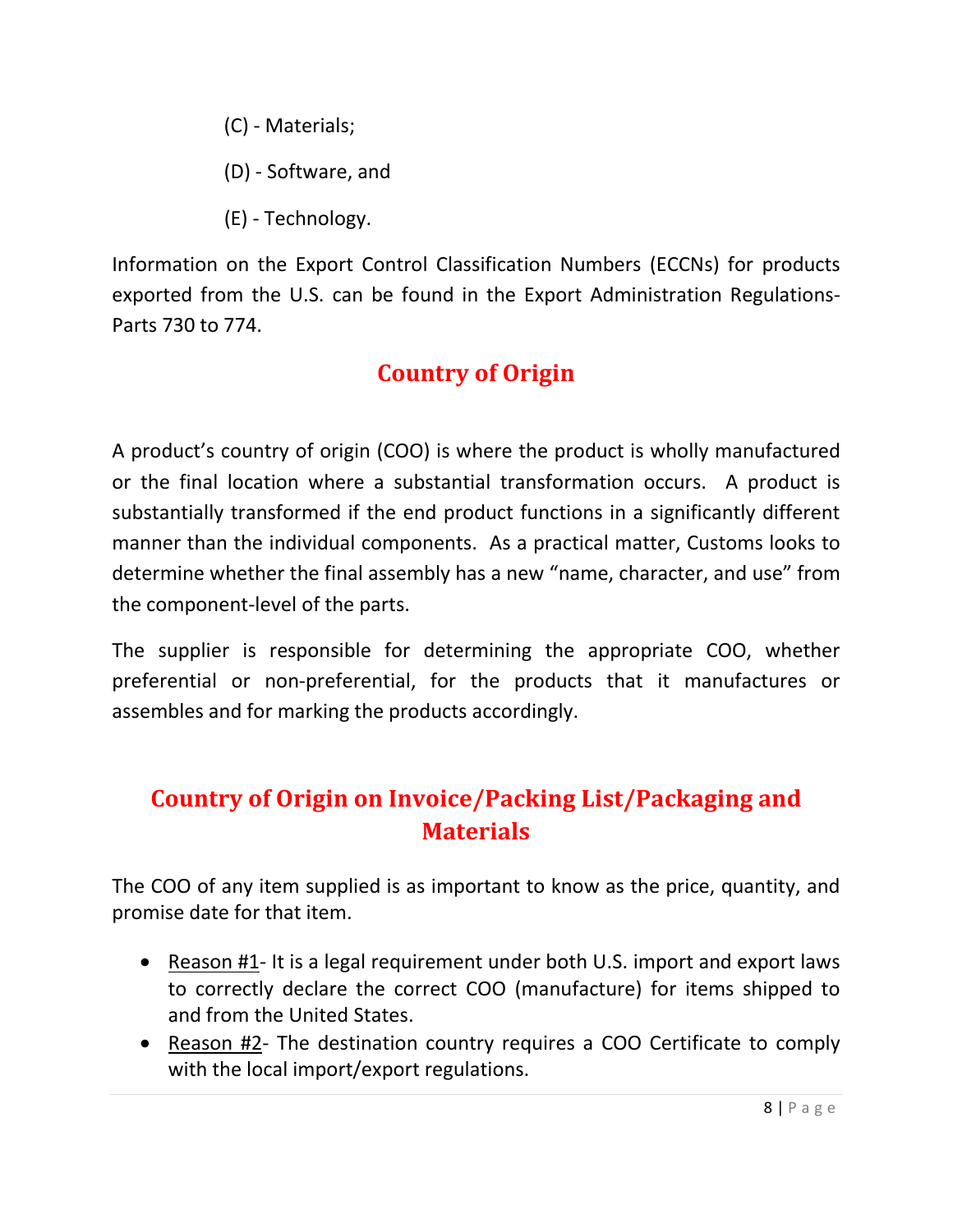(C) - Materials;

(D) - Software, and

(E) - Technology.

Information on the Export Control Classification Numbers (ECCNs) for products exported from the U.S. can be found in the Export Administration Regulations- Parts 730 to 774.

## Country of Origin

A product's country of origin (COO) is where the product is wholly manufactured or the final location where a substantial transformation occurs. A product is substantially transformed if the end product functions in a significantly different manner than the individual components. As a practical matter, Customs looks to determine whether the final assembly has a new "name, character, and use" from the component-level of the parts.

The supplier is responsible for determining the appropriate COO, whether preferential or non-preferential, for the products that it manufactures or assembles and for marking the products accordingly.

## Country of Origin on Invoice/Packing List/Packaging and Materials

The COO of any item supplied is as important to know as the price, quantity, and promise date for that item.

- Reason #1- It is a legal requirement under both U.S. import and export laws to correctly declare the correct COO (manufacture) for items shipped to and from the United States.
- Reason #2- The destination country requires a COO Certificate to comply with the local import/export regulations.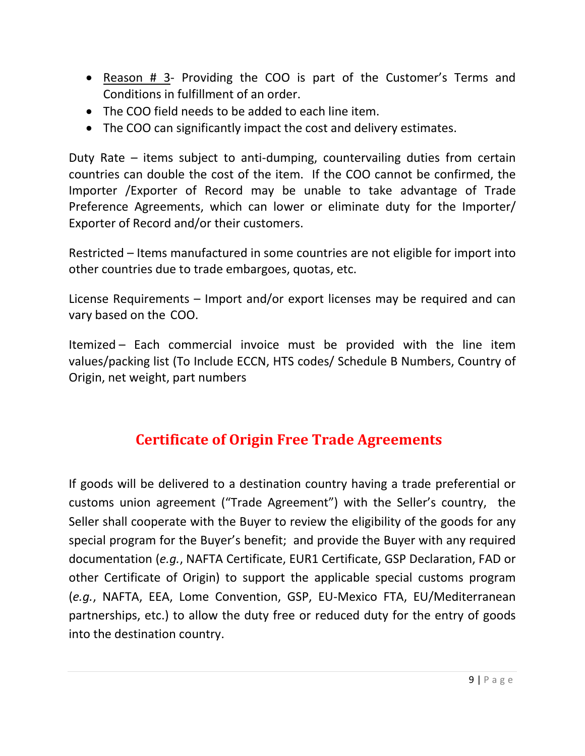- <u>Reason # 3</u>- Providing the COO is part of the Customer's Terms and Conditions in fulfillment of an order.
- The COO field needs to be added to each line item.
- The COO can significantly impact the cost and delivery estimates.

Duty Rate – items subject to anti-dumping, countervailing duties from certain countries can double the cost of the item. If the COO cannot be confirmed, the Importer /Exporter of Record may be unable to take advantage of Trade Preference Agreements, which can lower or eliminate duty for the Importer/ Exporter of Record and/or their customers.

Restricted – Items manufactured in some countries are not eligible for import into other countries due to trade embargoes, quotas, etc.

License Requirements – Import and/or export licenses may be required and can vary based on the COO.

Itemized – Each commercial invoice must be provided with the line item values/packing list (To Include ECCN, HTS codes/ Schedule B Numbers, Country of Origin, net weight, part numbers

## Certificate of Origin Free Trade Agreements

If goods will be delivered to a destination country having a trade preferential or customs union agreement ("Trade Agreement") with the Seller's country, the Seller shall cooperate with the Buyer to review the eligibility of the goods for any special program for the Buyer's benefit; and provide the Buyer with any required documentation (*e.g.*, NAFTA Certificate, EUR1 Certificate, GSP Declaration, FAD or other Certificate of Origin) to support the applicable special customs program (*e.g.*, NAFTA, EEA, Lome Convention, GSP, EU-Mexico FTA, EU/Mediterranean partnerships, etc.) to allow the duty free or reduced duty for the entry of goods into the destination country.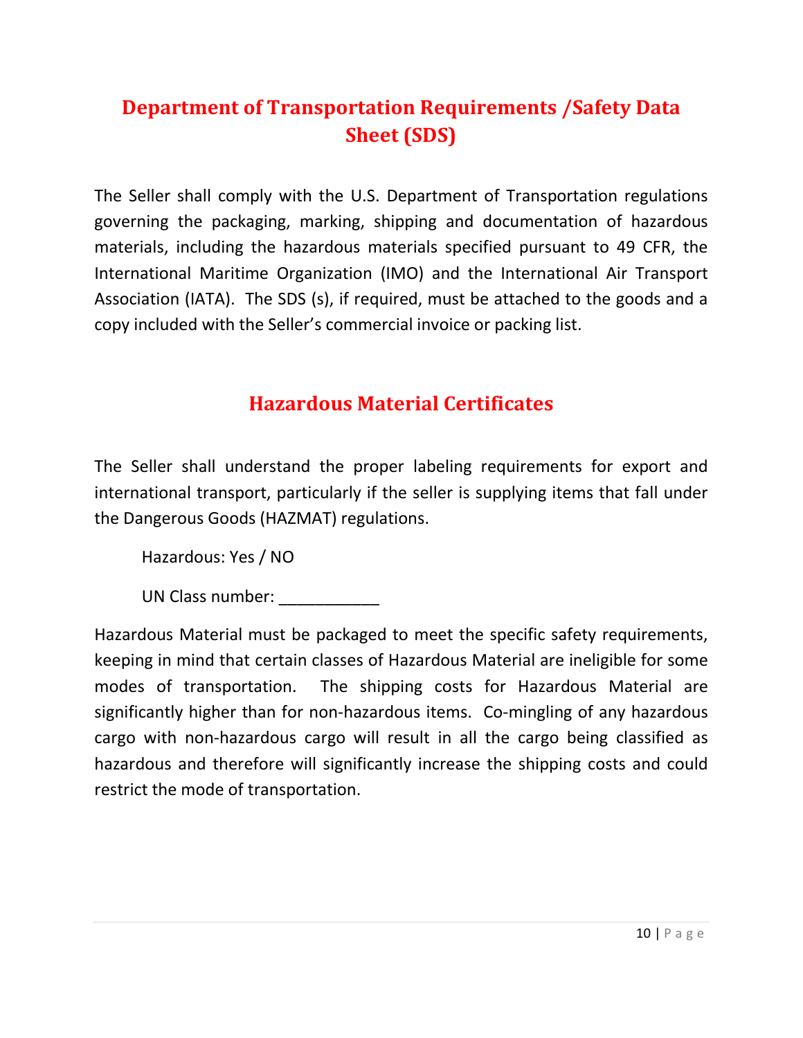## Department of Transportation Requirements /Safety Data Sheet (SDS)

The Seller shall comply with the U.S. Department of Transportation regulations governing the packaging, marking, shipping and documentation of hazardous materials, including the hazardous materials specified pursuant to 49 CFR, the International Maritime Organization (IMO) and the International Air Transport Association (IATA). The SDS (s), if required, must be attached to the goods and a copy included with the Seller's commercial invoice or packing list.

## Hazardous Material Certificates

The Seller shall understand the proper labeling requirements for export and international transport, particularly if the seller is supplying items that fall under the Dangerous Goods (HAZMAT) regulations.

Hazardous: Yes / NO

UN Class number: ___________

Hazardous Material must be packaged to meet the specific safety requirements, keeping in mind that certain classes of Hazardous Material are ineligible for some modes of transportation. The shipping costs for Hazardous Material are significantly higher than for non-hazardous items. Co-mingling of any hazardous cargo with non-hazardous cargo will result in all the cargo being classified as hazardous and therefore will significantly increase the shipping costs and could restrict the mode of transportation.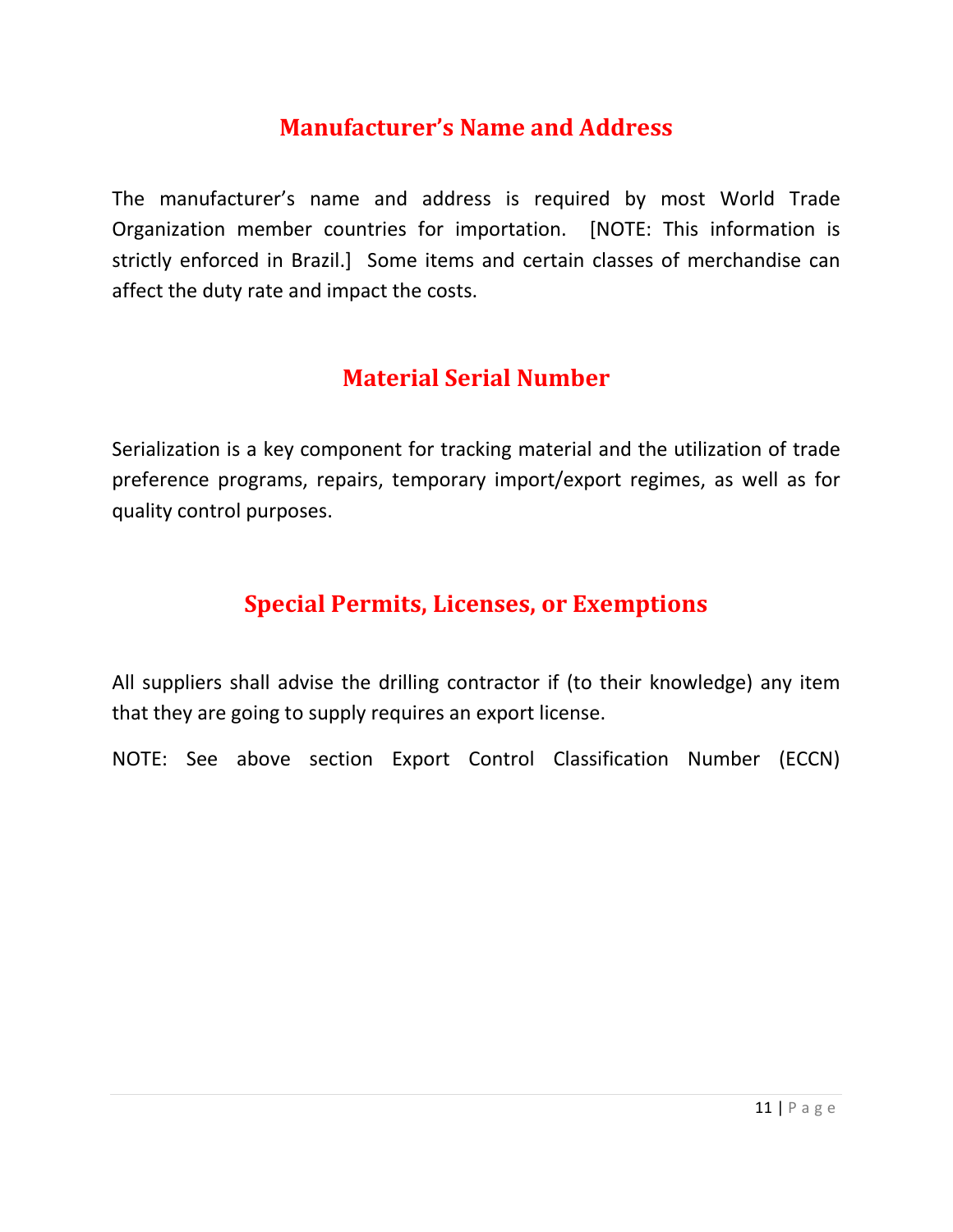## Manufacturer's Name and Address

The manufacturer's name and address is required by most World Trade Organization member countries for importation. [NOTE: This information is strictly enforced in Brazil.] Some items and certain classes of merchandise can affect the duty rate and impact the costs.

## Material Serial Number

Serialization is a key component for tracking material and the utilization of trade preference programs, repairs, temporary import/export regimes, as well as for quality control purposes.

## Special Permits, Licenses, or Exemptions

All suppliers shall advise the drilling contractor if (to their knowledge) any item that they are going to supply requires an export license.

NOTE: See above section Export Control Classification Number (ECCN)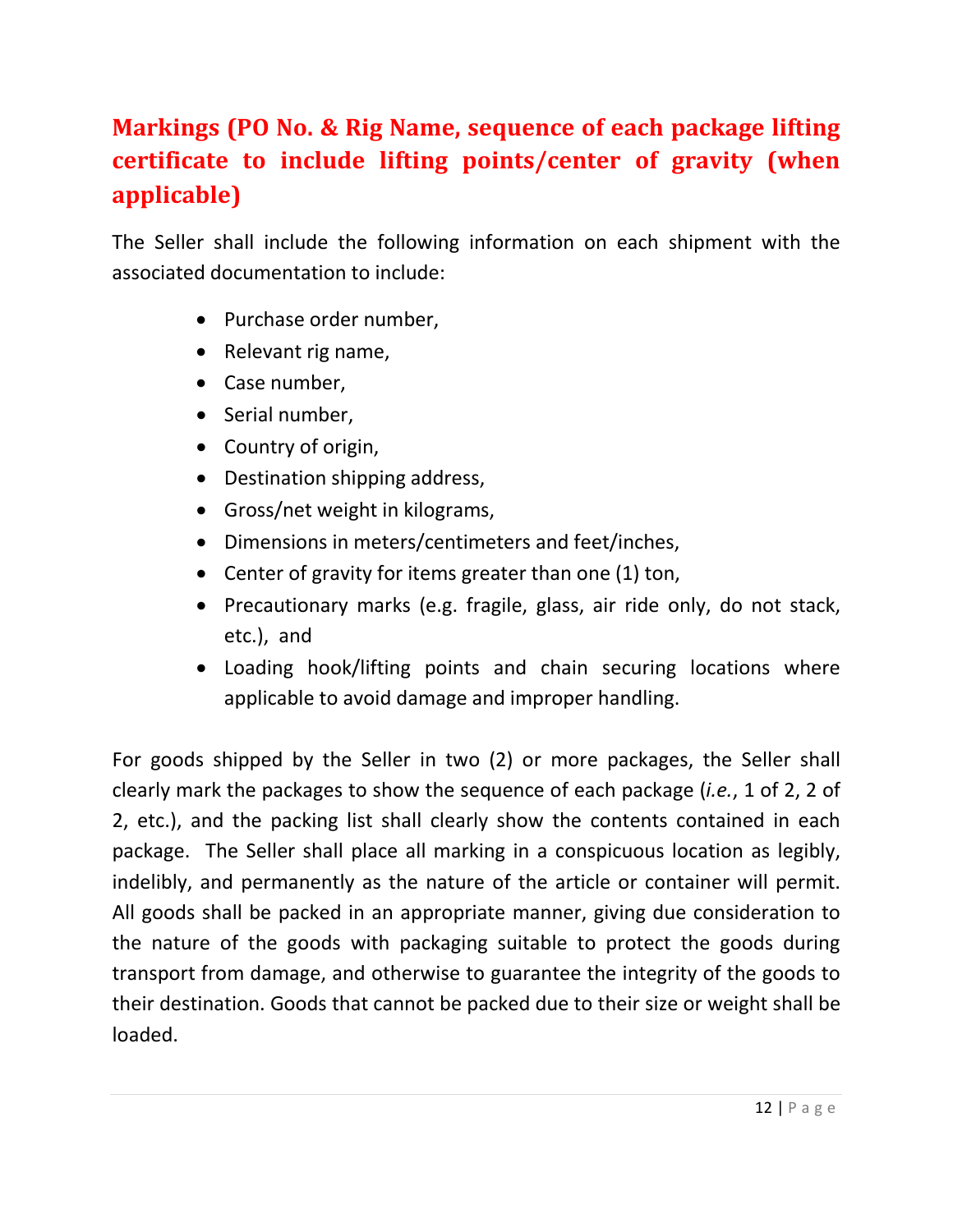## Markings (PO No. & Rig Name, sequence of each package lifting certificate to include lifting points/center of gravity (when applicable)

The Seller shall include the following information on each shipment with the associated documentation to include:

- Purchase order number,
- Relevant rig name,
- Case number,
- Serial number,
- Country of origin,
- Destination shipping address,
- Gross/net weight in kilograms,
- Dimensions in meters/centimeters and feet/inches,
- Center of gravity for items greater than one (1) ton,
- Precautionary marks (e.g. fragile, glass, air ride only, do not stack, etc.), and
- Loading hook/lifting points and chain securing locations where applicable to avoid damage and improper handling.

For goods shipped by the Seller in two (2) or more packages, the Seller shall clearly mark the packages to show the sequence of each package (*i.e.*, 1 of 2, 2 of 2, etc.), and the packing list shall clearly show the contents contained in each package. The Seller shall place all marking in a conspicuous location as legibly, indelibly, and permanently as the nature of the article or container will permit. All goods shall be packed in an appropriate manner, giving due consideration to the nature of the goods with packaging suitable to protect the goods during transport from damage, and otherwise to guarantee the integrity of the goods to their destination. Goods that cannot be packed due to their size or weight shall be loaded.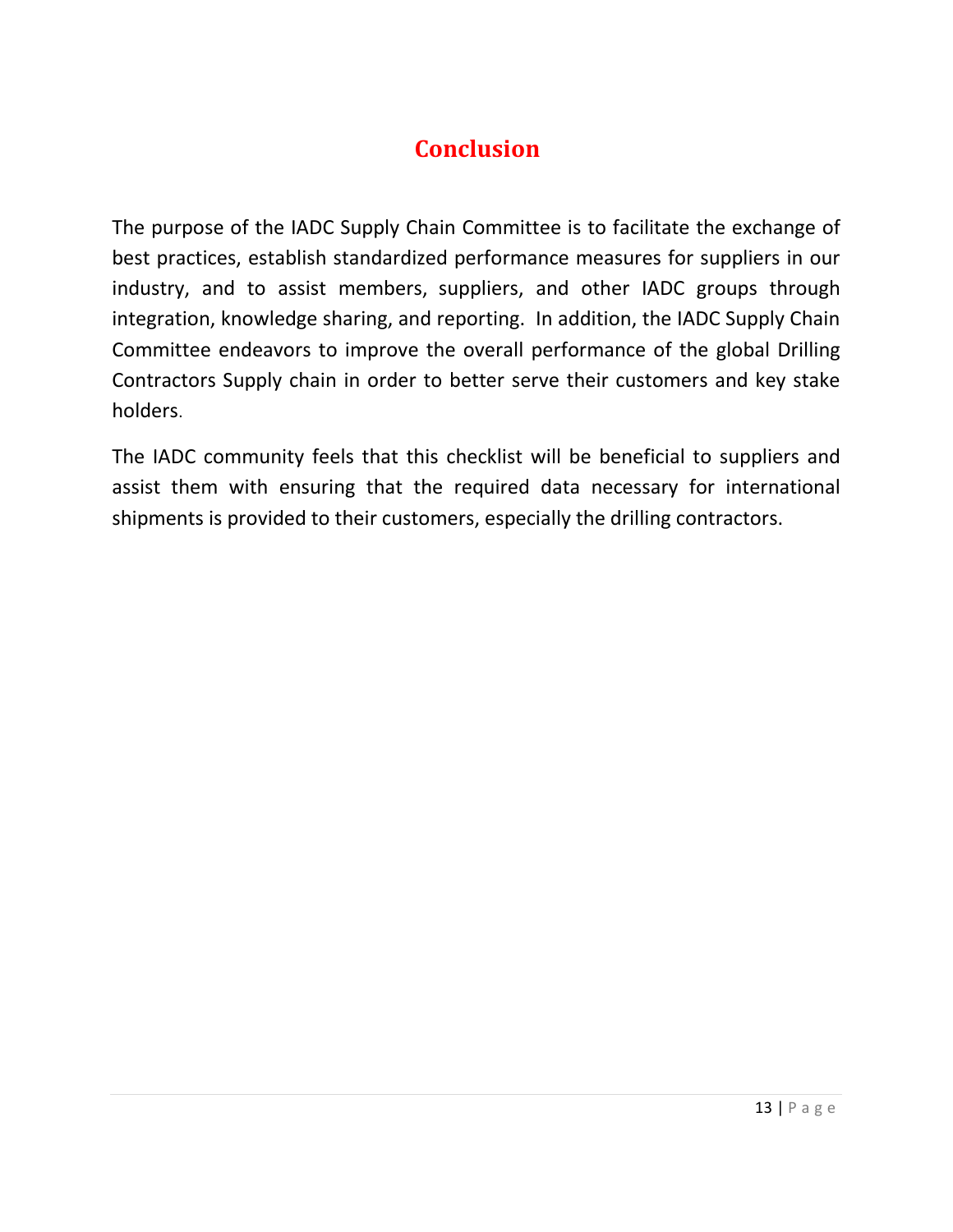# Conclusion

The purpose of the IADC Supply Chain Committee is to facilitate the exchange of best practices, establish standardized performance measures for suppliers in our industry, and to assist members, suppliers, and other IADC groups through integration, knowledge sharing, and reporting. In addition, the IADC Supply Chain Committee endeavors to improve the overall performance of the global Drilling Contractors Supply chain in order to better serve their customers and key stake holders.

The IADC community feels that this checklist will be beneficial to suppliers and assist them with ensuring that the required data necessary for international shipments is provided to their customers, especially the drilling contractors.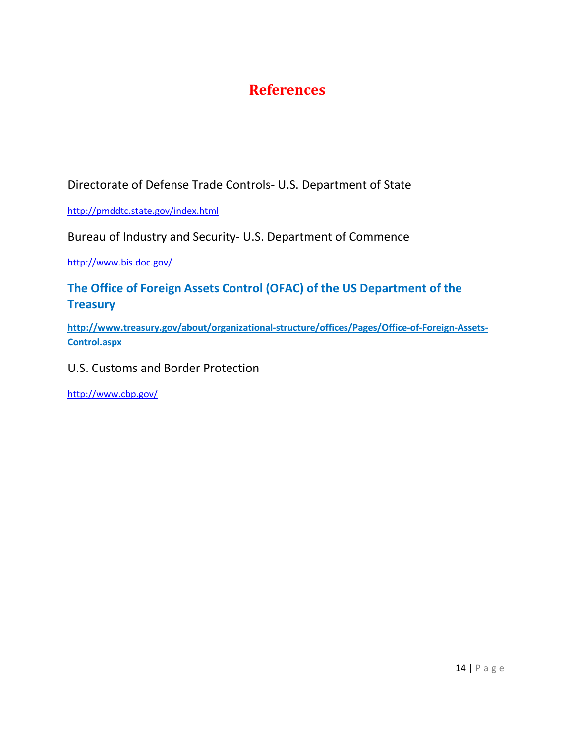# References

Directorate of Defense Trade Controls- U.S. Department of State

http://pmddtc.state.gov/index.html

Bureau of Industry and Security- U.S. Department of Commence

http://www.bis.doc.gov/

## The Office of Foreign Assets Control (OFAC) of the US Department of the Treasury

**http://www.treasury.gov/about/organizational-structure/offices/Pages/Office-of-Foreign-Assets-Control.aspx**

U.S. Customs and Border Protection

http://www.cbp.gov/